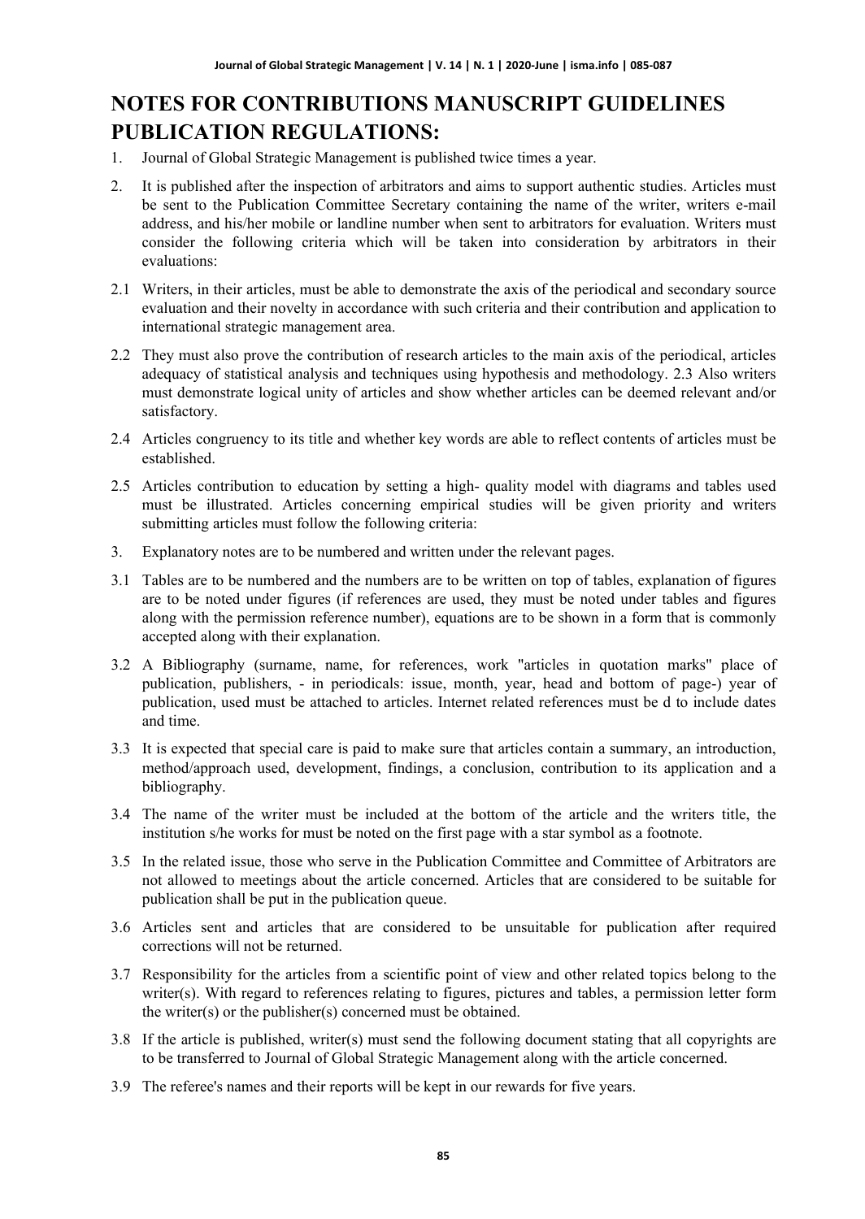# NOTES FOR CONTRIBUTIONS MANUSCRIPT GUIDELINES PUBLICATION REGULATIONS:

1. Journal of Global Strategic Management is published twice times a year.

2. It is published after the inspection of arbitrators and aims to support authentic studies. Articles must be sent to the Publication Committee Secretary containing the name of the writer, writers e-mail address, and his/her mobile or landline number when sent to arbitrators for evaluation. Writers must consider the following criteria which will be taken into consideration by arbitrators in their evaluations:

2.1 Writers, in their articles, must be able to demonstrate the axis of the periodical and secondary source evaluation and their novelty in accordance with such criteria and their contribution and application to international strategic management area.

2.2 They must also prove the contribution of research articles to the main axis of the periodical, articles adequacy of statistical analysis and techniques using hypothesis and methodology. 2.3 Also writers must demonstrate logical unity of articles and show whether articles can be deemed relevant and/or satisfactory.

2.4 Articles congruency to its title and whether key words are able to reflect contents of articles must be established.

2.5 Articles contribution to education by setting a high- quality model with diagrams and tables used must be illustrated. Articles concerning empirical studies will be given priority and writers submitting articles must follow the following criteria:

3. Explanatory notes are to be numbered and written under the relevant pages.

3.1 Tables are to be numbered and the numbers are to be written on top of tables, explanation of figures are to be noted under figures (if references are used, they must be noted under tables and figures along with the permission reference number), equations are to be shown in a form that is commonly accepted along with their explanation.

3.2 A Bibliography (surname, name, for references, work "articles in quotation marks" place of publication, publishers, - in periodicals: issue, month, year, head and bottom of page-) year of publication, used must be attached to articles. Internet related references must be d to include dates and time.

3.3 It is expected that special care is paid to make sure that articles contain a summary, an introduction, method/approach used, development, findings, a conclusion, contribution to its application and a bibliography.

3.4 The name of the writer must be included at the bottom of the article and the writers title, the institution s/he works for must be noted on the first page with a star symbol as a footnote.

3.5 In the related issue, those who serve in the Publication Committee and Committee of Arbitrators are not allowed to meetings about the article concerned. Articles that are considered to be suitable for publication shall be put in the publication queue.

3.6 Articles sent and articles that are considered to be unsuitable for publication after required corrections will not be returned.

3.7 Responsibility for the articles from a scientific point of view and other related topics belong to the writer(s). With regard to references relating to figures, pictures and tables, a permission letter form the writer(s) or the publisher(s) concerned must be obtained.

3.8 If the article is published, writer(s) must send the following document stating that all copyrights are to be transferred to Journal of Global Strategic Management along with the article concerned.

3.9 The referee's names and their reports will be kept in our rewards for five years.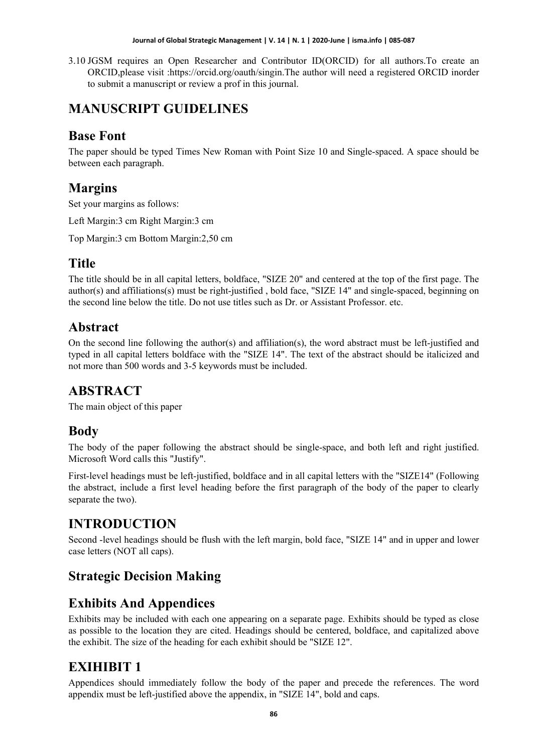3.10 JGSM requires an Open Researcher and Contributor ID(ORCID) for all authors.To create an ORCID,please visit :https://orcid.org/oauth/singin.The author will need a registered ORCID inorder to submit a manuscript or review a prof in this journal.

# MANUSCRIPT GUIDELINES

## Base Font

The paper should be typed Times New Roman with Point Size 10 and Single-spaced. A space should be between each paragraph.

## Margins

Set your margins as follows:

Left Margin:3 cm Right Margin:3 cm

Top Margin:3 cm Bottom Margin:2,50 cm

## Title

The title should be in all capital letters, boldface, "SIZE 20" and centered at the top of the first page. The author(s) and affiliations(s) must be right-justified , bold face, "SIZE 14" and single-spaced, beginning on the second line below the title. Do not use titles such as Dr. or Assistant Professor. etc.

## Abstract

On the second line following the author(s) and affiliation(s), the word abstract must be left-justified and typed in all capital letters boldface with the "SIZE 14". The text of the abstract should be italicized and not more than 500 words and 3-5 keywords must be included.

## ABSTRACT

The main object of this paper

## Body

The body of the paper following the abstract should be single-space, and both left and right justified. Microsoft Word calls this "Justify".

First-level headings must be left-justified, boldface and in all capital letters with the "SIZE14" (Following the abstract, include a first level heading before the first paragraph of the body of the paper to clearly separate the two).

## INTRODUCTION

Second -level headings should be flush with the left margin, bold face, "SIZE 14" and in upper and lower case letters (NOT all caps).

## Strategic Decision Making

## Exhibits And Appendices

Exhibits may be included with each one appearing on a separate page. Exhibits should be typed as close as possible to the location they are cited. Headings should be centered, boldface, and capitalized above the exhibit. The size of the heading for each exhibit should be "SIZE 12".

## EXIHIBIT 1

Appendices should immediately follow the body of the paper and precede the references. The word appendix must be left-justified above the appendix, in "SIZE 14", bold and caps.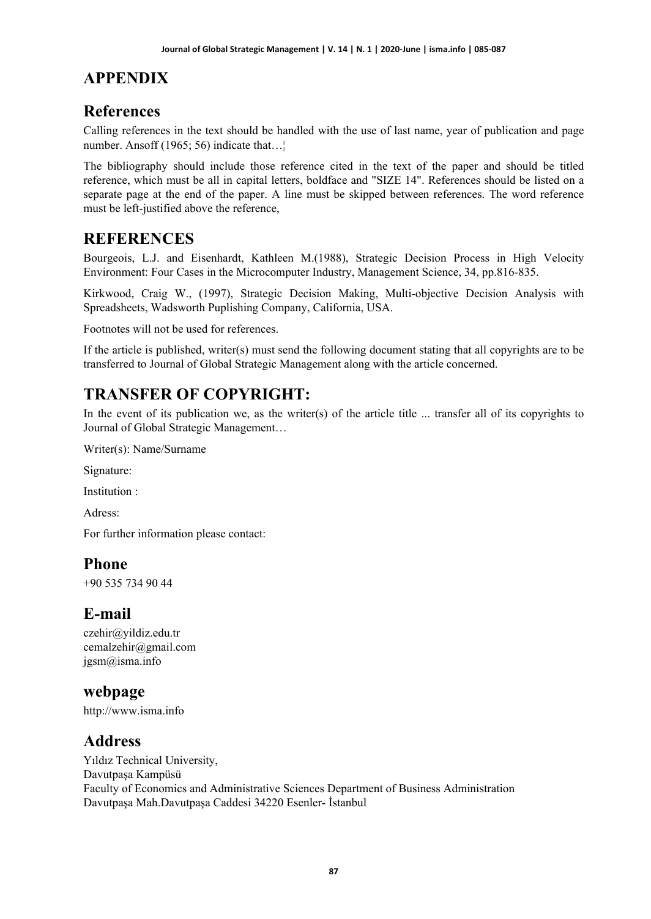# APPENDIX

## References

Calling references in the text should be handled with the use of last name, year of publication and page number. Ansoff (1965; 56) indicate that…¦

The bibliography should include those reference cited in the text of the paper and should be titled reference, which must be all in capital letters, boldface and "SIZE 14". References should be listed on a separate page at the end of the paper. A line must be skipped between references. The word reference must be left-justified above the reference,

## REFERENCES

Bourgeois, L.J. and Eisenhardt, Kathleen M.(1988), Strategic Decision Process in High Velocity Environment: Four Cases in the Microcomputer Industry, Management Science, 34, pp.816-835.

Kirkwood, Craig W., (1997), Strategic Decision Making, Multi-objective Decision Analysis with Spreadsheets, Wadsworth Puplishing Company, California, USA.

Footnotes will not be used for references.

If the article is published, writer(s) must send the following document stating that all copyrights are to be transferred to Journal of Global Strategic Management along with the article concerned.

## TRANSFER OF COPYRIGHT:

In the event of its publication we, as the writer(s) of the article title ... transfer all of its copyrights to Journal of Global Strategic Management…

Writer(s): Name/Surname

Signature:

Institution :

Adress:

For further information please contact:

## Phone

+90 535 734 90 44

## E-mail

czehir@yildiz.edu.tr
cemalzehir@gmail.com
jgsm@isma.info

## webpage

http://www.isma.info

## Address

Yıldız Technical University,
Davutpaşa Kampüsü
Faculty of Economics and Administrative Sciences Department of Business Administration
Davutpaşa Mah.Davutpaşa Caddesi 34220 Esenler- İstanbul